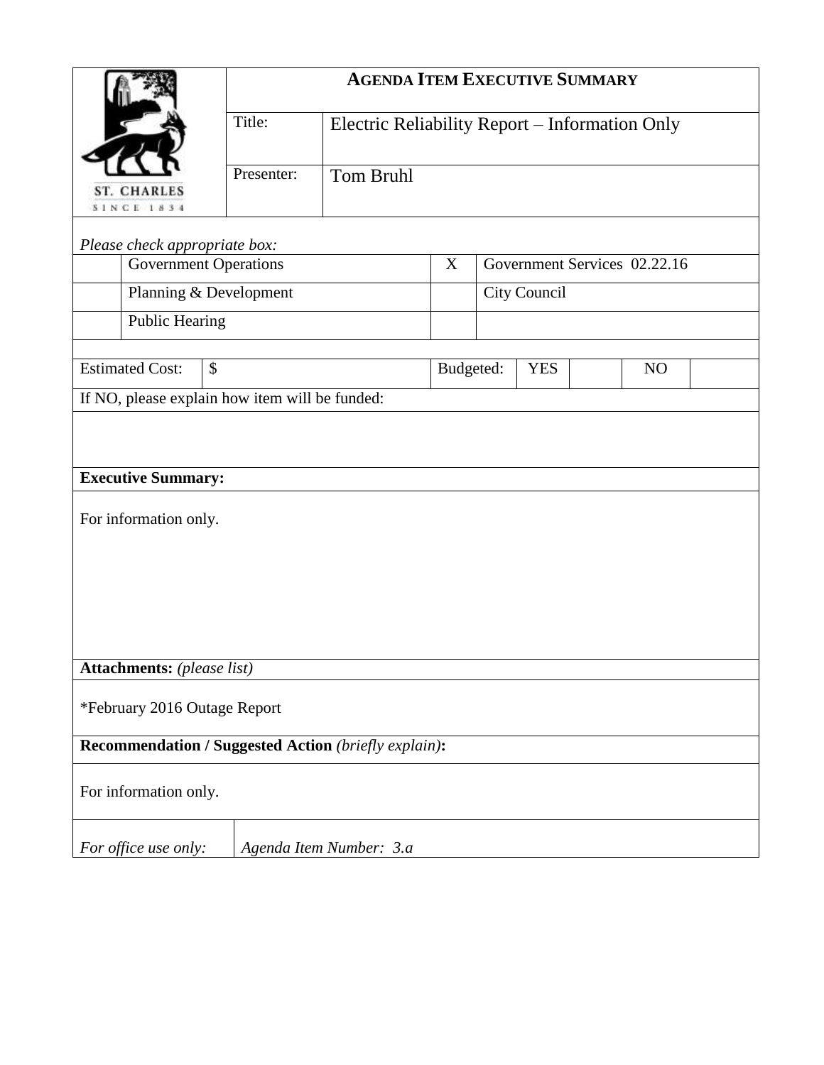ST. CHARLES
SINCE 1834

# AGENDA ITEM EXECUTIVE SUMMARY

| | |
|---|---|
| Title: | Electric Reliability Report – Information Only |
| Presenter: | Tom Bruhl |

*Please check appropriate box:*

| | | | |
|---|---|---|---|
| | Government Operations | X | Government Services 02.22.16 |
| | Planning & Development | | City Council |
| | Public Hearing | | |

| Estimated Cost: | $ | Budgeted: | YES | | NO | |
|---|---|---|---|---|---|---|

If NO, please explain how item will be funded:

**Executive Summary:**

For information only.

**Attachments:** *(please list)*

*February 2016 Outage Report

**Recommendation / Suggested Action** *(briefly explain)***:**

For information only.

| *For office use only:* | *Agenda Item Number: 3.a* |
|---|---|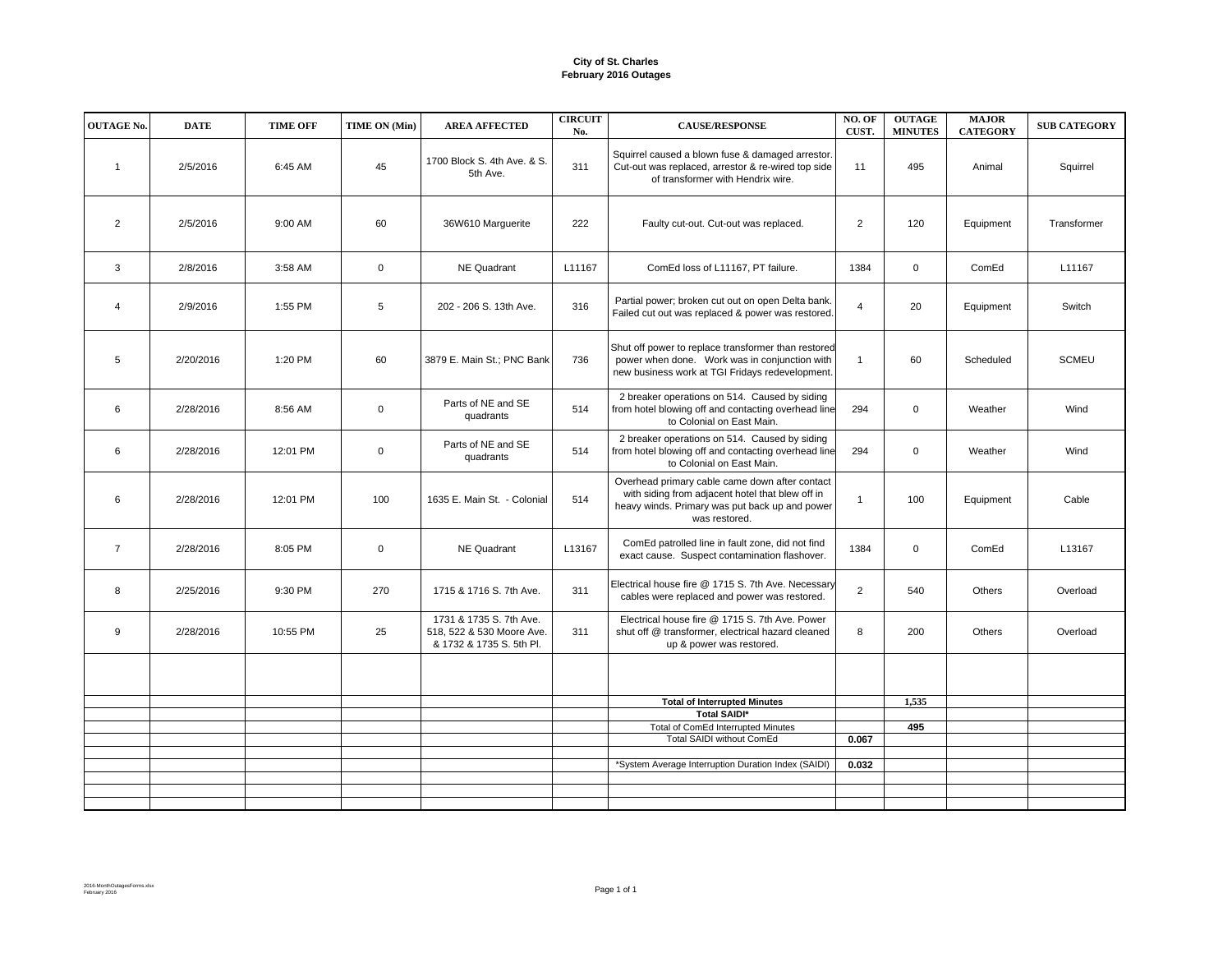**City of St. Charles**
**February 2016 Outages**

| OUTAGE No. | DATE | TIME OFF | TIME ON (Min) | AREA AFFECTED | CIRCUIT No. | CAUSE/RESPONSE | NO. OF CUST. | OUTAGE MINUTES | MAJOR CATEGORY | SUB CATEGORY |
|---|---|---|---|---|---|---|---|---|---|---|
| 1 | 2/5/2016 | 6:45 AM | 45 | 1700 Block S. 4th Ave. & S. 5th Ave. | 311 | Squirrel caused a blown fuse & damaged arrestor. Cut-out was replaced, arrestor & re-wired top side of transformer with Hendrix wire. | 11 | 495 | Animal | Squirrel |
| 2 | 2/5/2016 | 9:00 AM | 60 | 36W610 Marguerite | 222 | Faulty cut-out. Cut-out was replaced. | 2 | 120 | Equipment | Transformer |
| 3 | 2/8/2016 | 3:58 AM | 0 | NE Quadrant | L11167 | ComEd loss of L11167, PT failure. | 1384 | 0 | ComEd | L11167 |
| 4 | 2/9/2016 | 1:55 PM | 5 | 202 - 206 S. 13th Ave. | 316 | Partial power; broken cut out on open Delta bank. Failed cut out was replaced & power was restored. | 4 | 20 | Equipment | Switch |
| 5 | 2/20/2016 | 1:20 PM | 60 | 3879 E. Main St.; PNC Bank | 736 | Shut off power to replace transformer than restored power when done. Work was in conjunction with new business work at TGI Fridays redevelopment. | 1 | 60 | Scheduled | SCMEU |
| 6 | 2/28/2016 | 8:56 AM | 0 | Parts of NE and SE quadrants | 514 | 2 breaker operations on 514. Caused by siding from hotel blowing off and contacting overhead line to Colonial on East Main. | 294 | 0 | Weather | Wind |
| 6 | 2/28/2016 | 12:01 PM | 0 | Parts of NE and SE quadrants | 514 | 2 breaker operations on 514. Caused by siding from hotel blowing off and contacting overhead line to Colonial on East Main. | 294 | 0 | Weather | Wind |
| 6 | 2/28/2016 | 12:01 PM | 100 | 1635 E. Main St. - Colonial | 514 | Overhead primary cable came down after contact with siding from adjacent hotel that blew off in heavy winds. Primary was put back up and power was restored. | 1 | 100 | Equipment | Cable |
| 7 | 2/28/2016 | 8:05 PM | 0 | NE Quadrant | L13167 | ComEd patrolled line in fault zone, did not find exact cause. Suspect contamination flashover. | 1384 | 0 | ComEd | L13167 |
| 8 | 2/25/2016 | 9:30 PM | 270 | 1715 & 1716 S. 7th Ave. | 311 | Electrical house fire @ 1715 S. 7th Ave. Necessary cables were replaced and power was restored. | 2 | 540 | Others | Overload |
| 9 | 2/28/2016 | 10:55 PM | 25 | 1731 & 1735 S. 7th Ave. 518, 522 & 530 Moore Ave. & 1732 & 1735 S. 5th Pl. | 311 | Electrical house fire @ 1715 S. 7th Ave. Power shut off @ transformer, electrical hazard cleaned up & power was restored. | 8 | 200 | Others | Overload |
| | | | | | | | | | | |
| | | | | | | **Total of Interrupted Minutes** | | **1,535** | | |
| | | | | | | **Total SAIDI*** | | | | |
| | | | | | | Total of ComEd Interrupted Minutes | | **495** | | |
| | | | | | | Total SAIDI without ComEd | **0.067** | | | |
| | | | | | | | | | | |
| | | | | | | *System Average Interruption Duration Index (SAIDI) | **0.032** | | | |